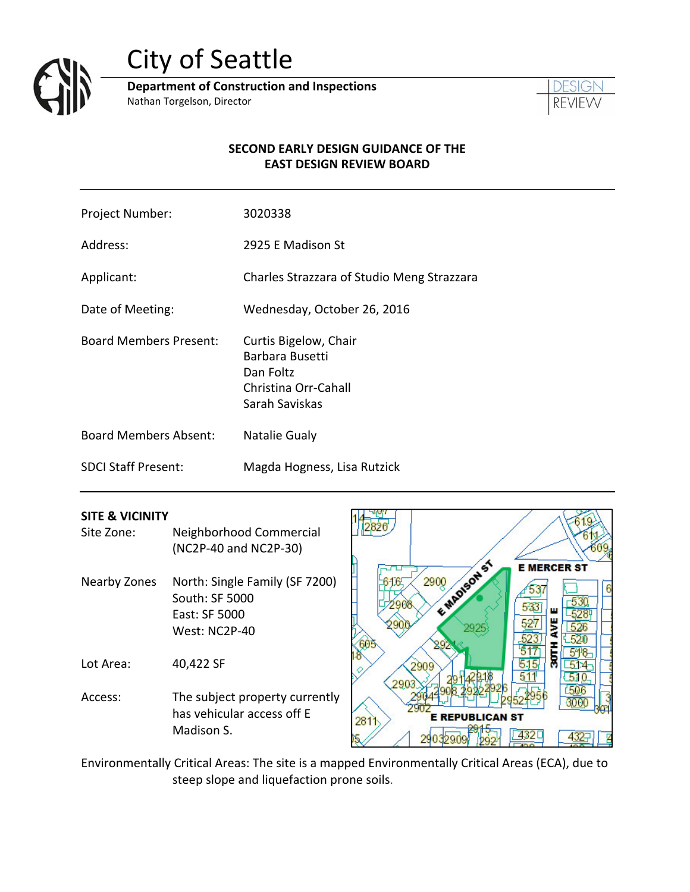# City of Seattle

**Department of Construction and Inspections**
Nathan Torgelson, Director

DESIGN REVIEW

**SECOND EARLY DESIGN GUIDANCE OF THE EAST DESIGN REVIEW BOARD**

| | |
|---|---|
| Project Number: | 3020338 |
| Address: | 2925 E Madison St |
| Applicant: | Charles Strazzara of Studio Meng Strazzara |
| Date of Meeting: | Wednesday, October 26, 2016 |
| Board Members Present: | Curtis Bigelow, Chair<br>Barbara Busetti<br>Dan Foltz<br>Christina Orr-Cahall<br>Sarah Saviskas |
| Board Members Absent: | Natalie Gualy |
| SDCI Staff Present: | Magda Hogness, Lisa Rutzick |

**SITE & VICINITY**

| | |
|---|---|
| Site Zone: | Neighborhood Commercial (NC2P-40 and NC2P-30) |
| Nearby Zones | North: Single Family (SF 7200)<br>South: SF 5000<br>East: SF 5000<br>West: NC2P-40 |
| Lot Area: | 40,422 SF |
| Access: | The subject property currently has vehicular access off E Madison S. |

Environmentally Critical Areas: The site is a mapped Environmentally Critical Areas (ECA), due to steep slope and liquefaction prone soils.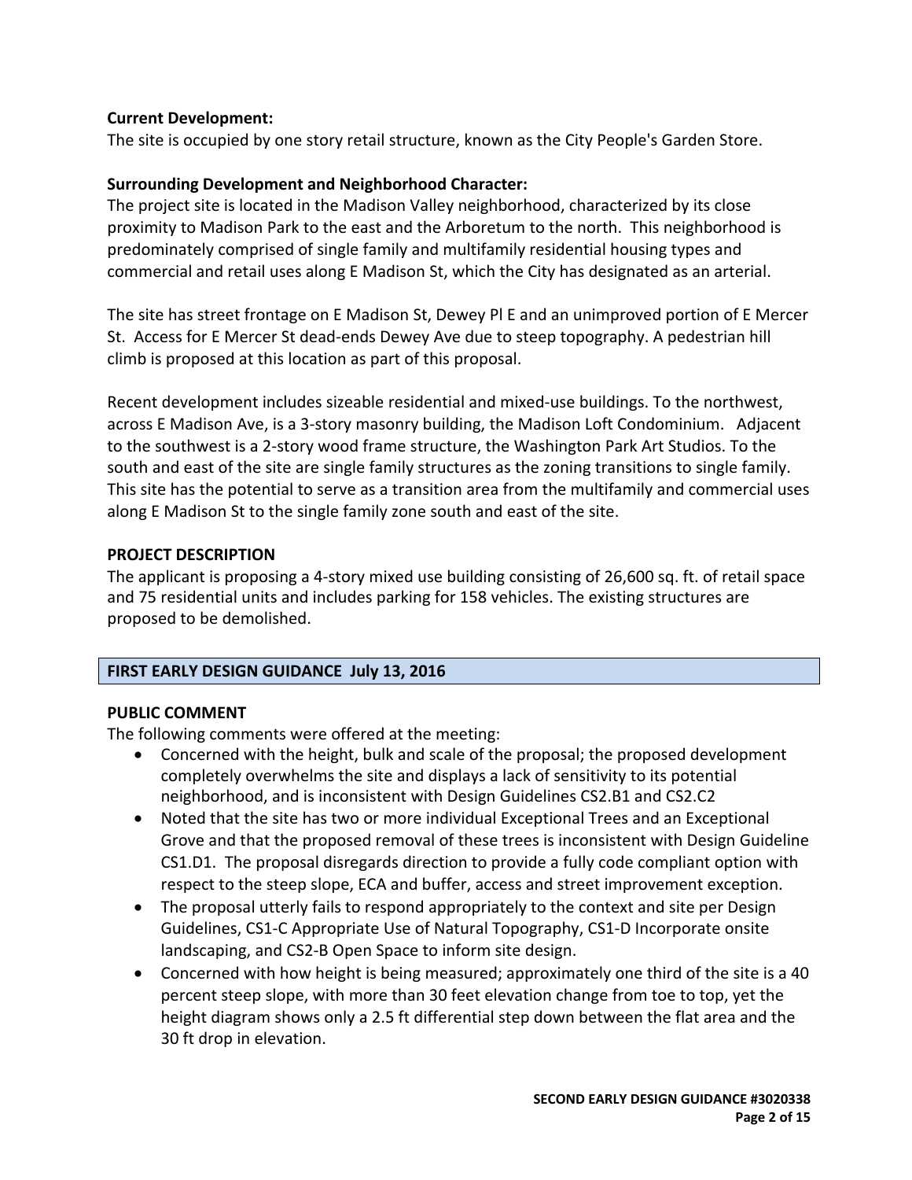**Current Development:**
The site is occupied by one story retail structure, known as the City People's Garden Store.

**Surrounding Development and Neighborhood Character:**
The project site is located in the Madison Valley neighborhood, characterized by its close proximity to Madison Park to the east and the Arboretum to the north. This neighborhood is predominately comprised of single family and multifamily residential housing types and commercial and retail uses along E Madison St, which the City has designated as an arterial.

The site has street frontage on E Madison St, Dewey Pl E and an unimproved portion of E Mercer St. Access for E Mercer St dead-ends Dewey Ave due to steep topography. A pedestrian hill climb is proposed at this location as part of this proposal.

Recent development includes sizeable residential and mixed-use buildings. To the northwest, across E Madison Ave, is a 3-story masonry building, the Madison Loft Condominium. Adjacent to the southwest is a 2-story wood frame structure, the Washington Park Art Studios. To the south and east of the site are single family structures as the zoning transitions to single family. This site has the potential to serve as a transition area from the multifamily and commercial uses along E Madison St to the single family zone south and east of the site.

## PROJECT DESCRIPTION

The applicant is proposing a 4-story mixed use building consisting of 26,600 sq. ft. of retail space and 75 residential units and includes parking for 158 vehicles. The existing structures are proposed to be demolished.

## FIRST EARLY DESIGN GUIDANCE July 13, 2016

### PUBLIC COMMENT

The following comments were offered at the meeting:

- Concerned with the height, bulk and scale of the proposal; the proposed development completely overwhelms the site and displays a lack of sensitivity to its potential neighborhood, and is inconsistent with Design Guidelines CS2.B1 and CS2.C2
- Noted that the site has two or more individual Exceptional Trees and an Exceptional Grove and that the proposed removal of these trees is inconsistent with Design Guideline CS1.D1. The proposal disregards direction to provide a fully code compliant option with respect to the steep slope, ECA and buffer, access and street improvement exception.
- The proposal utterly fails to respond appropriately to the context and site per Design Guidelines, CS1-C Appropriate Use of Natural Topography, CS1-D Incorporate onsite landscaping, and CS2-B Open Space to inform site design.
- Concerned with how height is being measured; approximately one third of the site is a 40 percent steep slope, with more than 30 feet elevation change from toe to top, yet the height diagram shows only a 2.5 ft differential step down between the flat area and the 30 ft drop in elevation.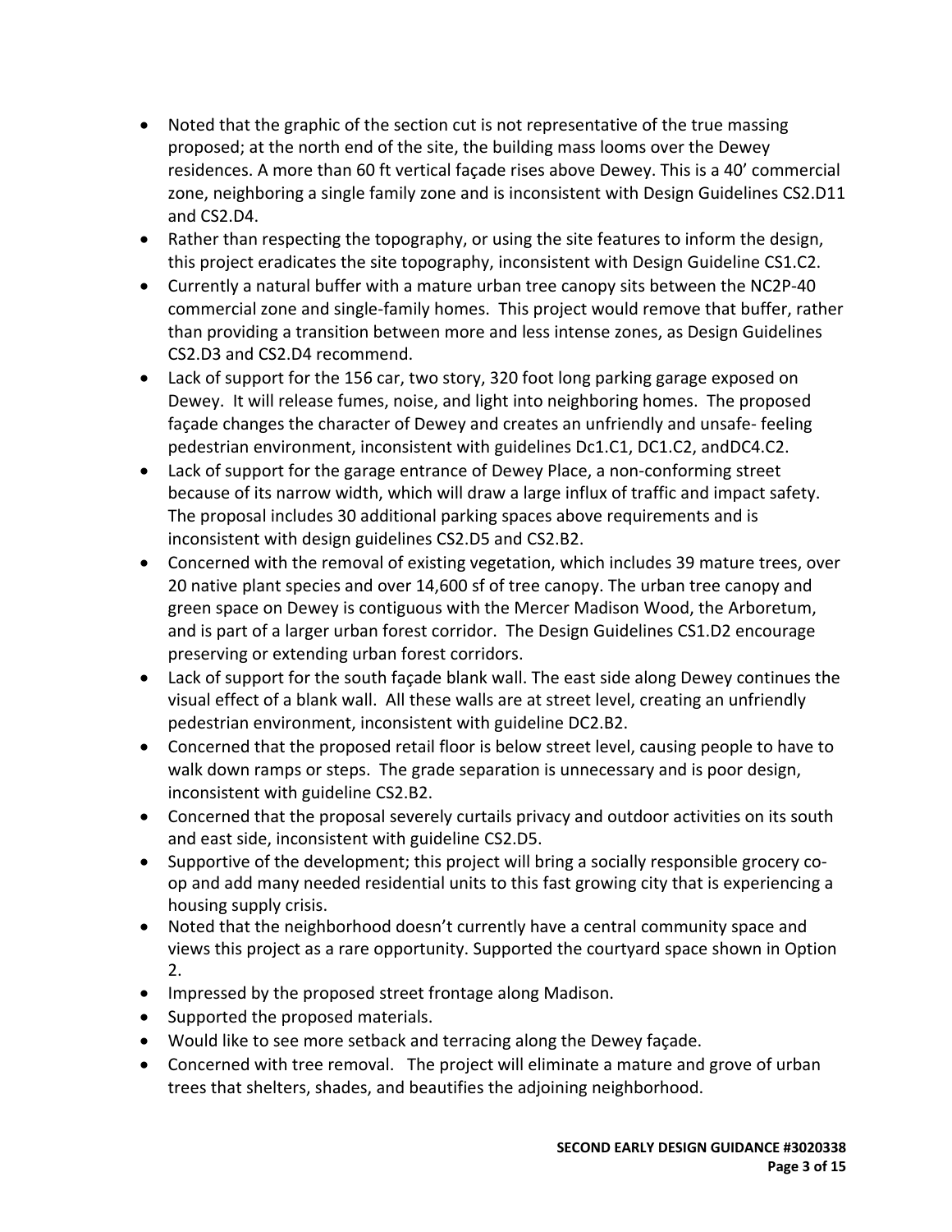- Noted that the graphic of the section cut is not representative of the true massing proposed; at the north end of the site, the building mass looms over the Dewey residences. A more than 60 ft vertical façade rises above Dewey. This is a 40' commercial zone, neighboring a single family zone and is inconsistent with Design Guidelines CS2.D11 and CS2.D4.
- Rather than respecting the topography, or using the site features to inform the design, this project eradicates the site topography, inconsistent with Design Guideline CS1.C2.
- Currently a natural buffer with a mature urban tree canopy sits between the NC2P-40 commercial zone and single-family homes. This project would remove that buffer, rather than providing a transition between more and less intense zones, as Design Guidelines CS2.D3 and CS2.D4 recommend.
- Lack of support for the 156 car, two story, 320 foot long parking garage exposed on Dewey. It will release fumes, noise, and light into neighboring homes. The proposed façade changes the character of Dewey and creates an unfriendly and unsafe- feeling pedestrian environment, inconsistent with guidelines Dc1.C1, DC1.C2, andDC4.C2.
- Lack of support for the garage entrance of Dewey Place, a non-conforming street because of its narrow width, which will draw a large influx of traffic and impact safety. The proposal includes 30 additional parking spaces above requirements and is inconsistent with design guidelines CS2.D5 and CS2.B2.
- Concerned with the removal of existing vegetation, which includes 39 mature trees, over 20 native plant species and over 14,600 sf of tree canopy. The urban tree canopy and green space on Dewey is contiguous with the Mercer Madison Wood, the Arboretum, and is part of a larger urban forest corridor. The Design Guidelines CS1.D2 encourage preserving or extending urban forest corridors.
- Lack of support for the south façade blank wall. The east side along Dewey continues the visual effect of a blank wall. All these walls are at street level, creating an unfriendly pedestrian environment, inconsistent with guideline DC2.B2.
- Concerned that the proposed retail floor is below street level, causing people to have to walk down ramps or steps. The grade separation is unnecessary and is poor design, inconsistent with guideline CS2.B2.
- Concerned that the proposal severely curtails privacy and outdoor activities on its south and east side, inconsistent with guideline CS2.D5.
- Supportive of the development; this project will bring a socially responsible grocery co-op and add many needed residential units to this fast growing city that is experiencing a housing supply crisis.
- Noted that the neighborhood doesn't currently have a central community space and views this project as a rare opportunity. Supported the courtyard space shown in Option 2.
- Impressed by the proposed street frontage along Madison.
- Supported the proposed materials.
- Would like to see more setback and terracing along the Dewey façade.
- Concerned with tree removal. The project will eliminate a mature and grove of urban trees that shelters, shades, and beautifies the adjoining neighborhood.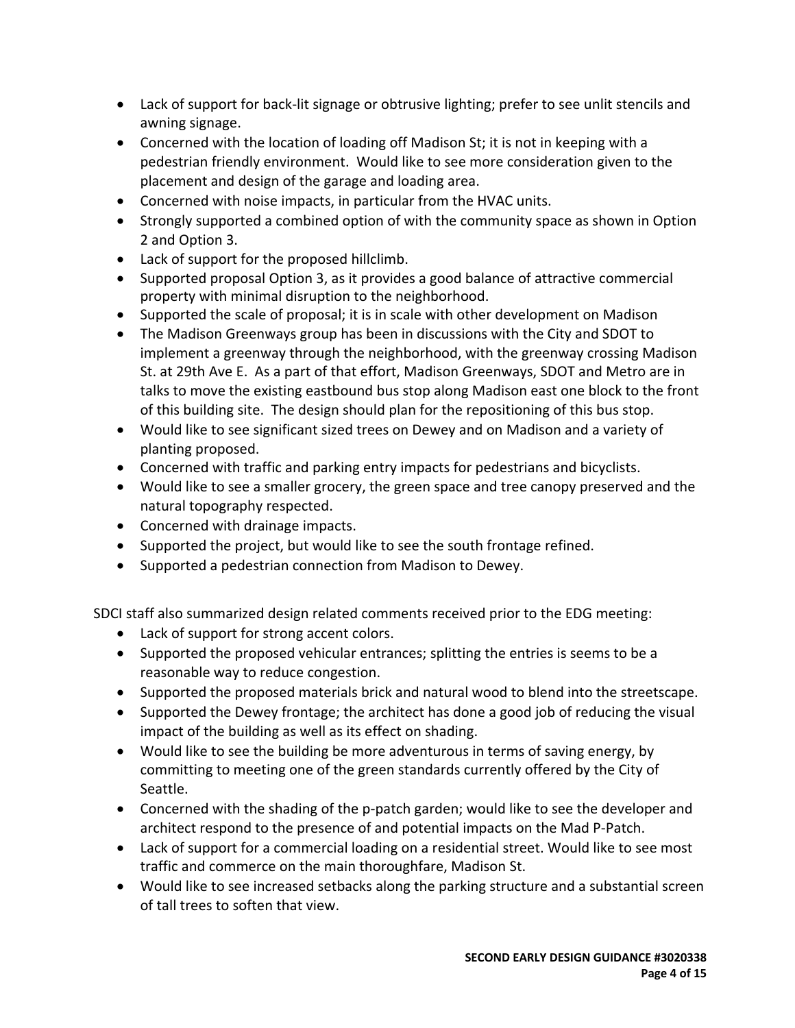- Lack of support for back-lit signage or obtrusive lighting; prefer to see unlit stencils and awning signage.
- Concerned with the location of loading off Madison St; it is not in keeping with a pedestrian friendly environment. Would like to see more consideration given to the placement and design of the garage and loading area.
- Concerned with noise impacts, in particular from the HVAC units.
- Strongly supported a combined option of with the community space as shown in Option 2 and Option 3.
- Lack of support for the proposed hillclimb.
- Supported proposal Option 3, as it provides a good balance of attractive commercial property with minimal disruption to the neighborhood.
- Supported the scale of proposal; it is in scale with other development on Madison
- The Madison Greenways group has been in discussions with the City and SDOT to implement a greenway through the neighborhood, with the greenway crossing Madison St. at 29th Ave E. As a part of that effort, Madison Greenways, SDOT and Metro are in talks to move the existing eastbound bus stop along Madison east one block to the front of this building site. The design should plan for the repositioning of this bus stop.
- Would like to see significant sized trees on Dewey and on Madison and a variety of planting proposed.
- Concerned with traffic and parking entry impacts for pedestrians and bicyclists.
- Would like to see a smaller grocery, the green space and tree canopy preserved and the natural topography respected.
- Concerned with drainage impacts.
- Supported the project, but would like to see the south frontage refined.
- Supported a pedestrian connection from Madison to Dewey.

SDCI staff also summarized design related comments received prior to the EDG meeting:

- Lack of support for strong accent colors.
- Supported the proposed vehicular entrances; splitting the entries is seems to be a reasonable way to reduce congestion.
- Supported the proposed materials brick and natural wood to blend into the streetscape.
- Supported the Dewey frontage; the architect has done a good job of reducing the visual impact of the building as well as its effect on shading.
- Would like to see the building be more adventurous in terms of saving energy, by committing to meeting one of the green standards currently offered by the City of Seattle.
- Concerned with the shading of the p-patch garden; would like to see the developer and architect respond to the presence of and potential impacts on the Mad P-Patch.
- Lack of support for a commercial loading on a residential street. Would like to see most traffic and commerce on the main thoroughfare, Madison St.
- Would like to see increased setbacks along the parking structure and a substantial screen of tall trees to soften that view.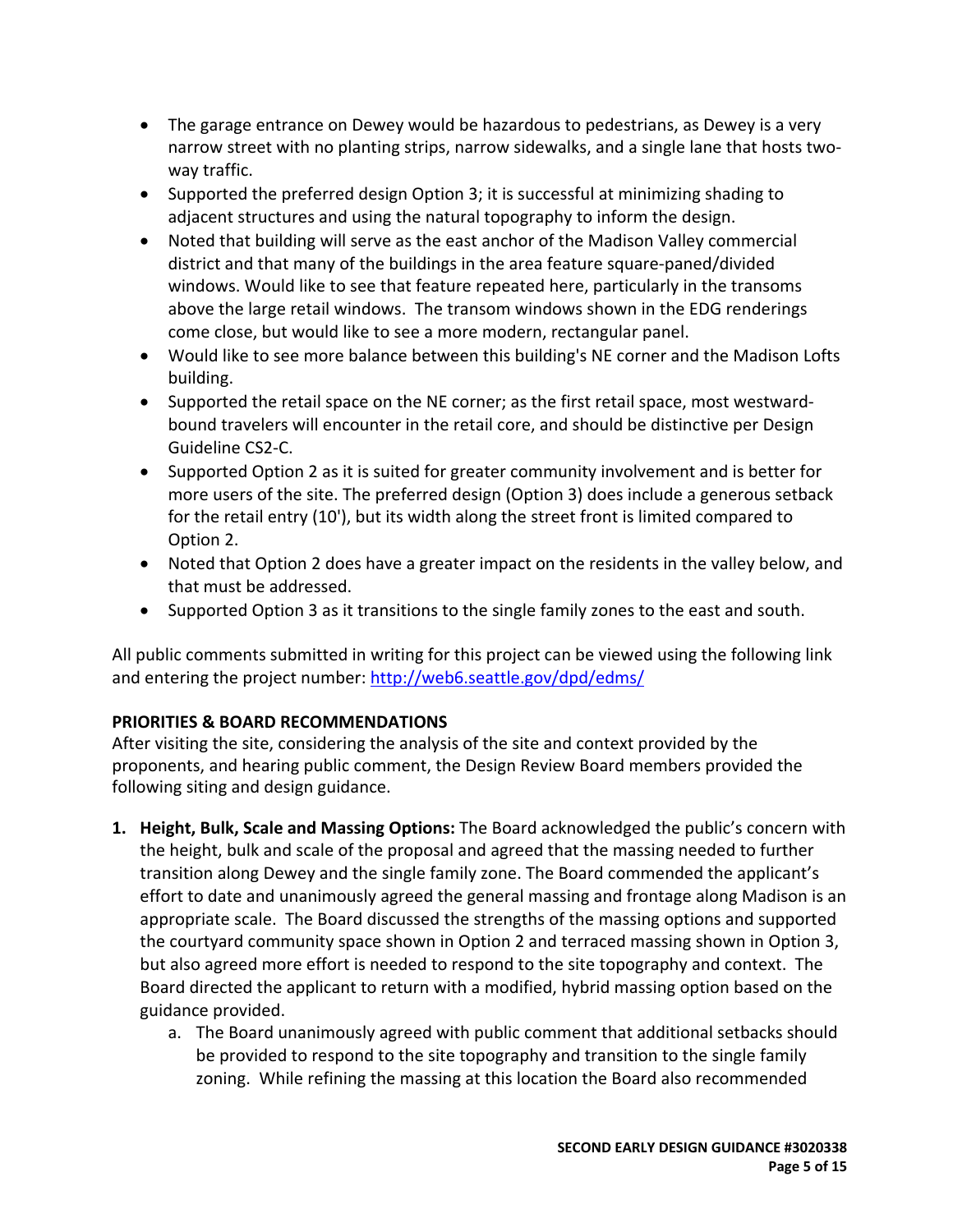- The garage entrance on Dewey would be hazardous to pedestrians, as Dewey is a very narrow street with no planting strips, narrow sidewalks, and a single lane that hosts two-way traffic.
- Supported the preferred design Option 3; it is successful at minimizing shading to adjacent structures and using the natural topography to inform the design.
- Noted that building will serve as the east anchor of the Madison Valley commercial district and that many of the buildings in the area feature square-paned/divided windows. Would like to see that feature repeated here, particularly in the transoms above the large retail windows. The transom windows shown in the EDG renderings come close, but would like to see a more modern, rectangular panel.
- Would like to see more balance between this building's NE corner and the Madison Lofts building.
- Supported the retail space on the NE corner; as the first retail space, most westward-bound travelers will encounter in the retail core, and should be distinctive per Design Guideline CS2-C.
- Supported Option 2 as it is suited for greater community involvement and is better for more users of the site. The preferred design (Option 3) does include a generous setback for the retail entry (10'), but its width along the street front is limited compared to Option 2.
- Noted that Option 2 does have a greater impact on the residents in the valley below, and that must be addressed.
- Supported Option 3 as it transitions to the single family zones to the east and south.

All public comments submitted in writing for this project can be viewed using the following link and entering the project number: http://web6.seattle.gov/dpd/edms/

**PRIORITIES & BOARD RECOMMENDATIONS**

After visiting the site, considering the analysis of the site and context provided by the proponents, and hearing public comment, the Design Review Board members provided the following siting and design guidance.

1. **Height, Bulk, Scale and Massing Options:** The Board acknowledged the public's concern with the height, bulk and scale of the proposal and agreed that the massing needed to further transition along Dewey and the single family zone. The Board commended the applicant's effort to date and unanimously agreed the general massing and frontage along Madison is an appropriate scale. The Board discussed the strengths of the massing options and supported the courtyard community space shown in Option 2 and terraced massing shown in Option 3, but also agreed more effort is needed to respond to the site topography and context. The Board directed the applicant to return with a modified, hybrid massing option based on the guidance provided.
    a. The Board unanimously agreed with public comment that additional setbacks should be provided to respond to the site topography and transition to the single family zoning. While refining the massing at this location the Board also recommended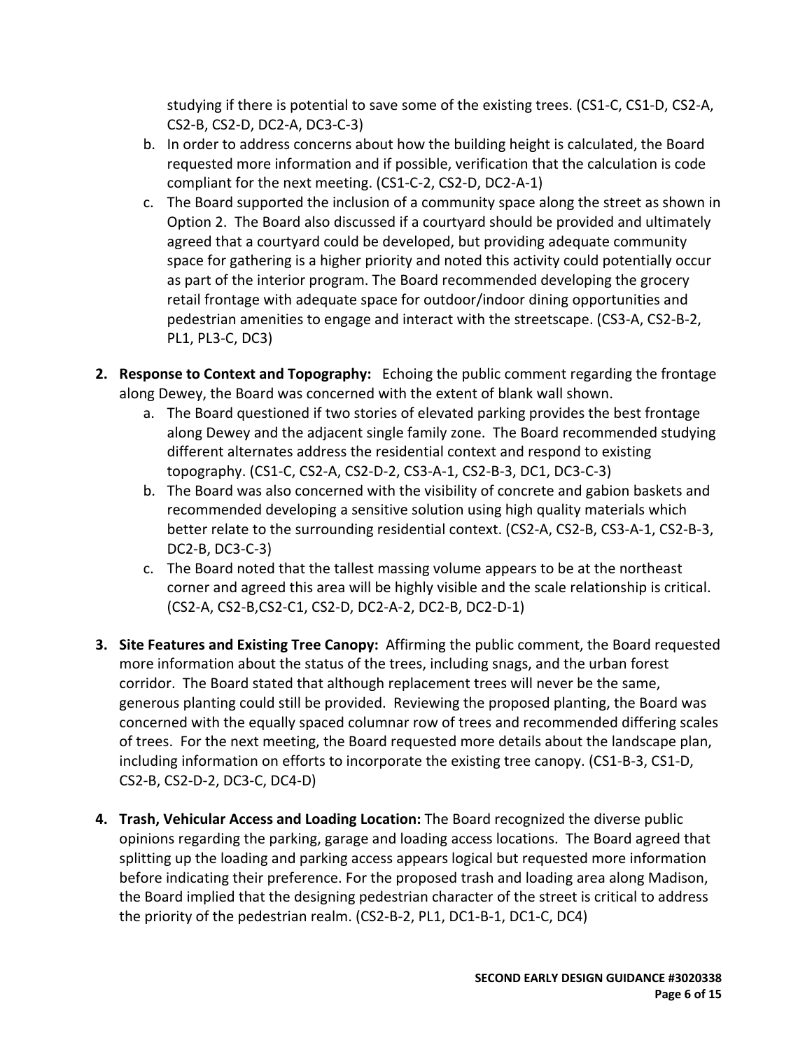studying if there is potential to save some of the existing trees. (CS1-C, CS1-D, CS2-A, CS2-B, CS2-D, DC2-A, DC3-C-3)

b. In order to address concerns about how the building height is calculated, the Board requested more information and if possible, verification that the calculation is code compliant for the next meeting. (CS1-C-2, CS2-D, DC2-A-1)

c. The Board supported the inclusion of a community space along the street as shown in Option 2. The Board also discussed if a courtyard should be provided and ultimately agreed that a courtyard could be developed, but providing adequate community space for gathering is a higher priority and noted this activity could potentially occur as part of the interior program. The Board recommended developing the grocery retail frontage with adequate space for outdoor/indoor dining opportunities and pedestrian amenities to engage and interact with the streetscape. (CS3-A, CS2-B-2, PL1, PL3-C, DC3)

2. **Response to Context and Topography:** Echoing the public comment regarding the frontage along Dewey, the Board was concerned with the extent of blank wall shown.
   a. The Board questioned if two stories of elevated parking provides the best frontage along Dewey and the adjacent single family zone. The Board recommended studying different alternates address the residential context and respond to existing topography. (CS1-C, CS2-A, CS2-D-2, CS3-A-1, CS2-B-3, DC1, DC3-C-3)
   b. The Board was also concerned with the visibility of concrete and gabion baskets and recommended developing a sensitive solution using high quality materials which better relate to the surrounding residential context. (CS2-A, CS2-B, CS3-A-1, CS2-B-3, DC2-B, DC3-C-3)
   c. The Board noted that the tallest massing volume appears to be at the northeast corner and agreed this area will be highly visible and the scale relationship is critical. (CS2-A, CS2-B,CS2-C1, CS2-D, DC2-A-2, DC2-B, DC2-D-1)

3. **Site Features and Existing Tree Canopy:** Affirming the public comment, the Board requested more information about the status of the trees, including snags, and the urban forest corridor. The Board stated that although replacement trees will never be the same, generous planting could still be provided. Reviewing the proposed planting, the Board was concerned with the equally spaced columnar row of trees and recommended differing scales of trees. For the next meeting, the Board requested more details about the landscape plan, including information on efforts to incorporate the existing tree canopy. (CS1-B-3, CS1-D, CS2-B, CS2-D-2, DC3-C, DC4-D)

4. **Trash, Vehicular Access and Loading Location:** The Board recognized the diverse public opinions regarding the parking, garage and loading access locations. The Board agreed that splitting up the loading and parking access appears logical but requested more information before indicating their preference. For the proposed trash and loading area along Madison, the Board implied that the designing pedestrian character of the street is critical to address the priority of the pedestrian realm. (CS2-B-2, PL1, DC1-B-1, DC1-C, DC4)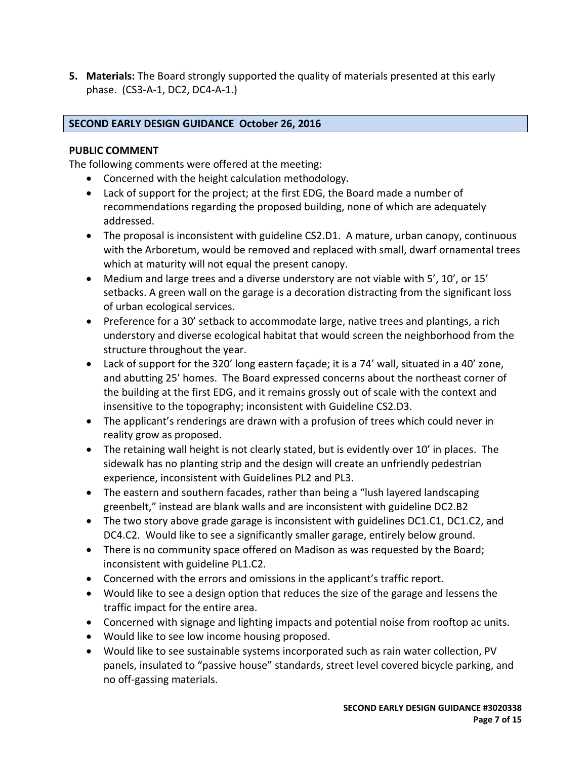5. **Materials:** The Board strongly supported the quality of materials presented at this early phase. (CS3-A-1, DC2, DC4-A-1.)

## SECOND EARLY DESIGN GUIDANCE October 26, 2016

### PUBLIC COMMENT

The following comments were offered at the meeting:

- Concerned with the height calculation methodology.
- Lack of support for the project; at the first EDG, the Board made a number of recommendations regarding the proposed building, none of which are adequately addressed.
- The proposal is inconsistent with guideline CS2.D1. A mature, urban canopy, continuous with the Arboretum, would be removed and replaced with small, dwarf ornamental trees which at maturity will not equal the present canopy.
- Medium and large trees and a diverse understory are not viable with 5', 10', or 15' setbacks. A green wall on the garage is a decoration distracting from the significant loss of urban ecological services.
- Preference for a 30' setback to accommodate large, native trees and plantings, a rich understory and diverse ecological habitat that would screen the neighborhood from the structure throughout the year.
- Lack of support for the 320' long eastern façade; it is a 74' wall, situated in a 40' zone, and abutting 25' homes. The Board expressed concerns about the northeast corner of the building at the first EDG, and it remains grossly out of scale with the context and insensitive to the topography; inconsistent with Guideline CS2.D3.
- The applicant's renderings are drawn with a profusion of trees which could never in reality grow as proposed.
- The retaining wall height is not clearly stated, but is evidently over 10' in places. The sidewalk has no planting strip and the design will create an unfriendly pedestrian experience, inconsistent with Guidelines PL2 and PL3.
- The eastern and southern facades, rather than being a "lush layered landscaping greenbelt," instead are blank walls and are inconsistent with guideline DC2.B2
- The two story above grade garage is inconsistent with guidelines DC1.C1, DC1.C2, and DC4.C2. Would like to see a significantly smaller garage, entirely below ground.
- There is no community space offered on Madison as was requested by the Board; inconsistent with guideline PL1.C2.
- Concerned with the errors and omissions in the applicant's traffic report.
- Would like to see a design option that reduces the size of the garage and lessens the traffic impact for the entire area.
- Concerned with signage and lighting impacts and potential noise from rooftop ac units.
- Would like to see low income housing proposed.
- Would like to see sustainable systems incorporated such as rain water collection, PV panels, insulated to "passive house" standards, street level covered bicycle parking, and no off-gassing materials.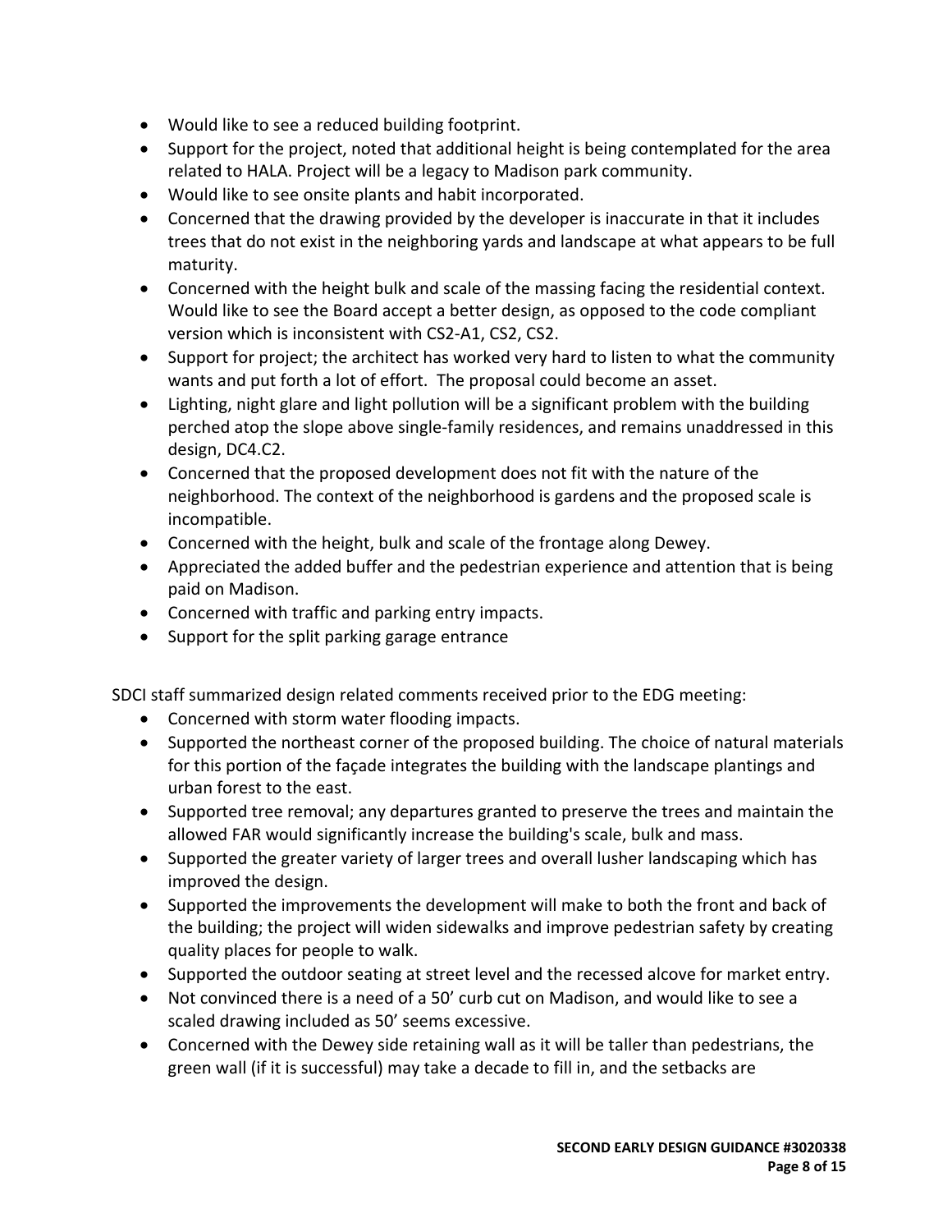- Would like to see a reduced building footprint.
- Support for the project, noted that additional height is being contemplated for the area related to HALA. Project will be a legacy to Madison park community.
- Would like to see onsite plants and habit incorporated.
- Concerned that the drawing provided by the developer is inaccurate in that it includes trees that do not exist in the neighboring yards and landscape at what appears to be full maturity.
- Concerned with the height bulk and scale of the massing facing the residential context. Would like to see the Board accept a better design, as opposed to the code compliant version which is inconsistent with CS2-A1, CS2, CS2.
- Support for project; the architect has worked very hard to listen to what the community wants and put forth a lot of effort. The proposal could become an asset.
- Lighting, night glare and light pollution will be a significant problem with the building perched atop the slope above single-family residences, and remains unaddressed in this design, DC4.C2.
- Concerned that the proposed development does not fit with the nature of the neighborhood. The context of the neighborhood is gardens and the proposed scale is incompatible.
- Concerned with the height, bulk and scale of the frontage along Dewey.
- Appreciated the added buffer and the pedestrian experience and attention that is being paid on Madison.
- Concerned with traffic and parking entry impacts.
- Support for the split parking garage entrance

SDCI staff summarized design related comments received prior to the EDG meeting:

- Concerned with storm water flooding impacts.
- Supported the northeast corner of the proposed building. The choice of natural materials for this portion of the façade integrates the building with the landscape plantings and urban forest to the east.
- Supported tree removal; any departures granted to preserve the trees and maintain the allowed FAR would significantly increase the building's scale, bulk and mass.
- Supported the greater variety of larger trees and overall lusher landscaping which has improved the design.
- Supported the improvements the development will make to both the front and back of the building; the project will widen sidewalks and improve pedestrian safety by creating quality places for people to walk.
- Supported the outdoor seating at street level and the recessed alcove for market entry.
- Not convinced there is a need of a 50' curb cut on Madison, and would like to see a scaled drawing included as 50' seems excessive.
- Concerned with the Dewey side retaining wall as it will be taller than pedestrians, the green wall (if it is successful) may take a decade to fill in, and the setbacks are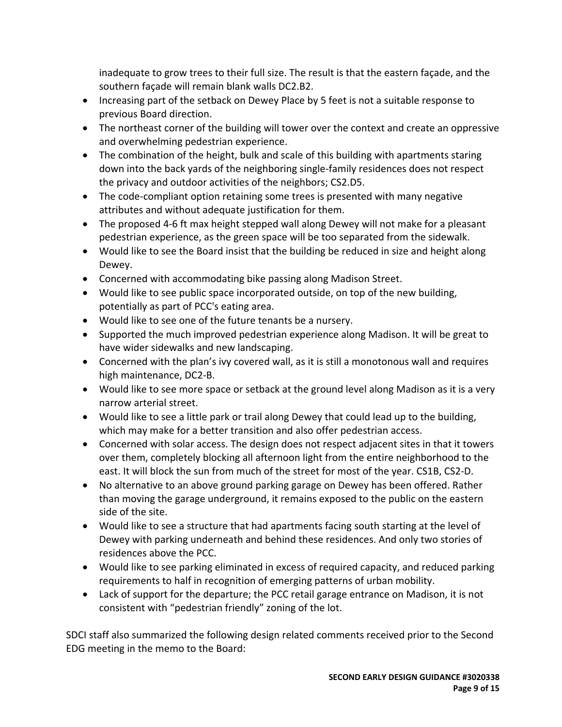inadequate to grow trees to their full size. The result is that the eastern façade, and the southern façade will remain blank walls DC2.B2.

- Increasing part of the setback on Dewey Place by 5 feet is not a suitable response to previous Board direction.
- The northeast corner of the building will tower over the context and create an oppressive and overwhelming pedestrian experience.
- The combination of the height, bulk and scale of this building with apartments staring down into the back yards of the neighboring single-family residences does not respect the privacy and outdoor activities of the neighbors; CS2.D5.
- The code-compliant option retaining some trees is presented with many negative attributes and without adequate justification for them.
- The proposed 4-6 ft max height stepped wall along Dewey will not make for a pleasant pedestrian experience, as the green space will be too separated from the sidewalk.
- Would like to see the Board insist that the building be reduced in size and height along Dewey.
- Concerned with accommodating bike passing along Madison Street.
- Would like to see public space incorporated outside, on top of the new building, potentially as part of PCC's eating area.
- Would like to see one of the future tenants be a nursery.
- Supported the much improved pedestrian experience along Madison. It will be great to have wider sidewalks and new landscaping.
- Concerned with the plan's ivy covered wall, as it is still a monotonous wall and requires high maintenance, DC2-B.
- Would like to see more space or setback at the ground level along Madison as it is a very narrow arterial street.
- Would like to see a little park or trail along Dewey that could lead up to the building, which may make for a better transition and also offer pedestrian access.
- Concerned with solar access. The design does not respect adjacent sites in that it towers over them, completely blocking all afternoon light from the entire neighborhood to the east. It will block the sun from much of the street for most of the year. CS1B, CS2-D.
- No alternative to an above ground parking garage on Dewey has been offered. Rather than moving the garage underground, it remains exposed to the public on the eastern side of the site.
- Would like to see a structure that had apartments facing south starting at the level of Dewey with parking underneath and behind these residences. And only two stories of residences above the PCC.
- Would like to see parking eliminated in excess of required capacity, and reduced parking requirements to half in recognition of emerging patterns of urban mobility.
- Lack of support for the departure; the PCC retail garage entrance on Madison, it is not consistent with "pedestrian friendly" zoning of the lot.

SDCI staff also summarized the following design related comments received prior to the Second EDG meeting in the memo to the Board: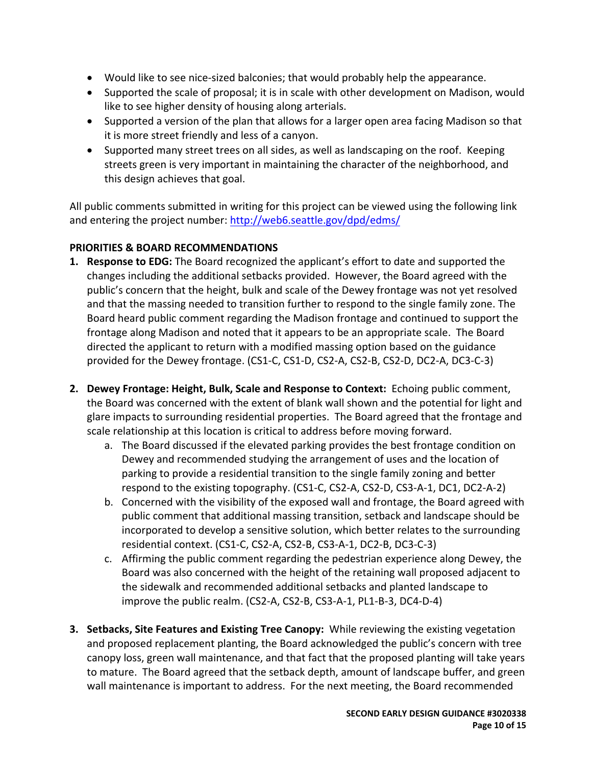- Would like to see nice-sized balconies; that would probably help the appearance.
- Supported the scale of proposal; it is in scale with other development on Madison, would like to see higher density of housing along arterials.
- Supported a version of the plan that allows for a larger open area facing Madison so that it is more street friendly and less of a canyon.
- Supported many street trees on all sides, as well as landscaping on the roof. Keeping streets green is very important in maintaining the character of the neighborhood, and this design achieves that goal.

All public comments submitted in writing for this project can be viewed using the following link and entering the project number: http://web6.seattle.gov/dpd/edms/

**PRIORITIES & BOARD RECOMMENDATIONS**

1. **Response to EDG:** The Board recognized the applicant's effort to date and supported the changes including the additional setbacks provided. However, the Board agreed with the public's concern that the height, bulk and scale of the Dewey frontage was not yet resolved and that the massing needed to transition further to respond to the single family zone. The Board heard public comment regarding the Madison frontage and continued to support the frontage along Madison and noted that it appears to be an appropriate scale. The Board directed the applicant to return with a modified massing option based on the guidance provided for the Dewey frontage. (CS1-C, CS1-D, CS2-A, CS2-B, CS2-D, DC2-A, DC3-C-3)

2. **Dewey Frontage: Height, Bulk, Scale and Response to Context:** Echoing public comment, the Board was concerned with the extent of blank wall shown and the potential for light and glare impacts to surrounding residential properties. The Board agreed that the frontage and scale relationship at this location is critical to address before moving forward.
   a. The Board discussed if the elevated parking provides the best frontage condition on Dewey and recommended studying the arrangement of uses and the location of parking to provide a residential transition to the single family zoning and better respond to the existing topography. (CS1-C, CS2-A, CS2-D, CS3-A-1, DC1, DC2-A-2)
   b. Concerned with the visibility of the exposed wall and frontage, the Board agreed with public comment that additional massing transition, setback and landscape should be incorporated to develop a sensitive solution, which better relates to the surrounding residential context. (CS1-C, CS2-A, CS2-B, CS3-A-1, DC2-B, DC3-C-3)
   c. Affirming the public comment regarding the pedestrian experience along Dewey, the Board was also concerned with the height of the retaining wall proposed adjacent to the sidewalk and recommended additional setbacks and planted landscape to improve the public realm. (CS2-A, CS2-B, CS3-A-1, PL1-B-3, DC4-D-4)

3. **Setbacks, Site Features and Existing Tree Canopy:** While reviewing the existing vegetation and proposed replacement planting, the Board acknowledged the public's concern with tree canopy loss, green wall maintenance, and that fact that the proposed planting will take years to mature. The Board agreed that the setback depth, amount of landscape buffer, and green wall maintenance is important to address. For the next meeting, the Board recommended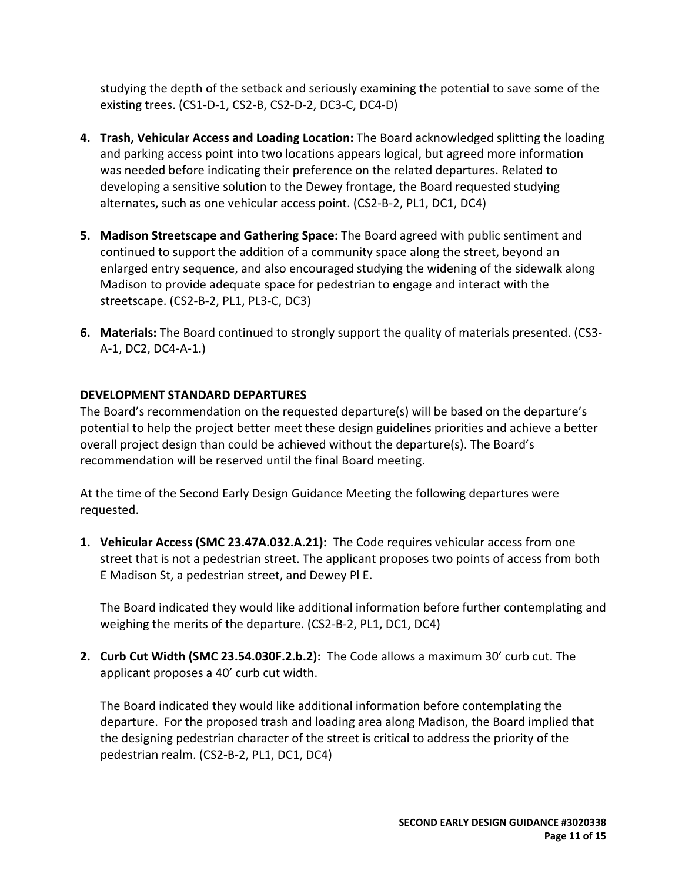studying the depth of the setback and seriously examining the potential to save some of the existing trees. (CS1-D-1, CS2-B, CS2-D-2, DC3-C, DC4-D)

4. **Trash, Vehicular Access and Loading Location:** The Board acknowledged splitting the loading and parking access point into two locations appears logical, but agreed more information was needed before indicating their preference on the related departures. Related to developing a sensitive solution to the Dewey frontage, the Board requested studying alternates, such as one vehicular access point. (CS2-B-2, PL1, DC1, DC4)

5. **Madison Streetscape and Gathering Space:** The Board agreed with public sentiment and continued to support the addition of a community space along the street, beyond an enlarged entry sequence, and also encouraged studying the widening of the sidewalk along Madison to provide adequate space for pedestrian to engage and interact with the streetscape. (CS2-B-2, PL1, PL3-C, DC3)

6. **Materials:** The Board continued to strongly support the quality of materials presented. (CS3-A-1, DC2, DC4-A-1.)

**DEVELOPMENT STANDARD DEPARTURES**

The Board's recommendation on the requested departure(s) will be based on the departure's potential to help the project better meet these design guidelines priorities and achieve a better overall project design than could be achieved without the departure(s). The Board's recommendation will be reserved until the final Board meeting.

At the time of the Second Early Design Guidance Meeting the following departures were requested.

1. **Vehicular Access (SMC 23.47A.032.A.21):** The Code requires vehicular access from one street that is not a pedestrian street. The applicant proposes two points of access from both E Madison St, a pedestrian street, and Dewey Pl E.

   The Board indicated they would like additional information before further contemplating and weighing the merits of the departure. (CS2-B-2, PL1, DC1, DC4)

2. **Curb Cut Width (SMC 23.54.030F.2.b.2):** The Code allows a maximum 30' curb cut. The applicant proposes a 40' curb cut width.

   The Board indicated they would like additional information before contemplating the departure. For the proposed trash and loading area along Madison, the Board implied that the designing pedestrian character of the street is critical to address the priority of the pedestrian realm. (CS2-B-2, PL1, DC1, DC4)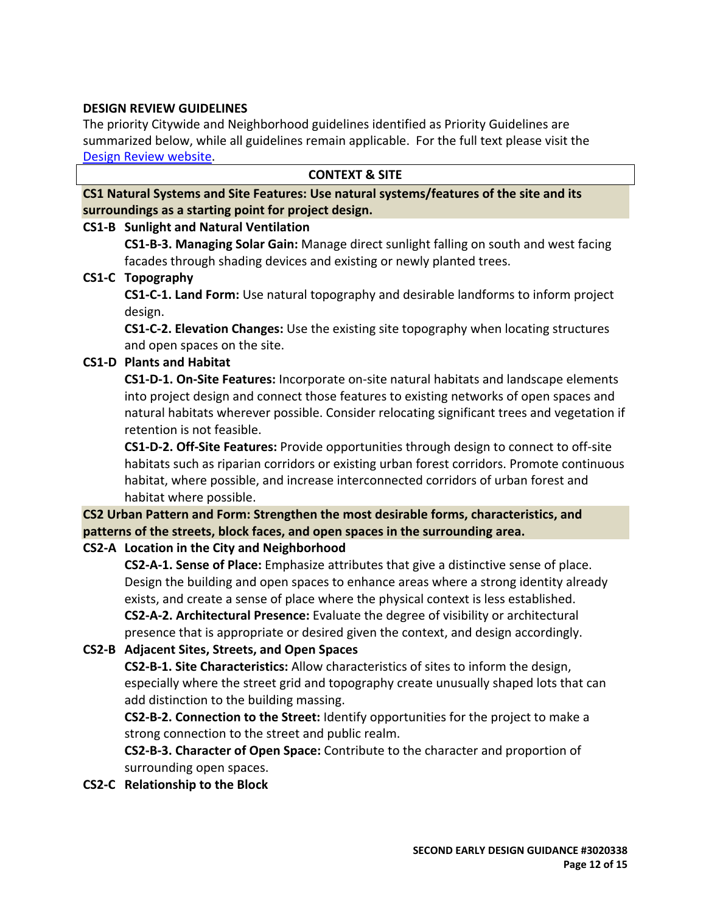## DESIGN REVIEW GUIDELINES

The priority Citywide and Neighborhood guidelines identified as Priority Guidelines are summarized below, while all guidelines remain applicable. For the full text please visit the [Design Review website](Design Review website).

### CONTEXT & SITE

**CS1 Natural Systems and Site Features: Use natural systems/features of the site and its surroundings as a starting point for project design.**

**CS1-B Sunlight and Natural Ventilation**

**CS1-B-3. Managing Solar Gain:** Manage direct sunlight falling on south and west facing facades through shading devices and existing or newly planted trees.

**CS1-C Topography**

**CS1-C-1. Land Form:** Use natural topography and desirable landforms to inform project design.

**CS1-C-2. Elevation Changes:** Use the existing site topography when locating structures and open spaces on the site.

**CS1-D Plants and Habitat**

**CS1-D-1. On-Site Features:** Incorporate on-site natural habitats and landscape elements into project design and connect those features to existing networks of open spaces and natural habitats wherever possible. Consider relocating significant trees and vegetation if retention is not feasible.

**CS1-D-2. Off-Site Features:** Provide opportunities through design to connect to off-site habitats such as riparian corridors or existing urban forest corridors. Promote continuous habitat, where possible, and increase interconnected corridors of urban forest and habitat where possible.

**CS2 Urban Pattern and Form: Strengthen the most desirable forms, characteristics, and patterns of the streets, block faces, and open spaces in the surrounding area.**

**CS2-A Location in the City and Neighborhood**

**CS2-A-1. Sense of Place:** Emphasize attributes that give a distinctive sense of place. Design the building and open spaces to enhance areas where a strong identity already exists, and create a sense of place where the physical context is less established.

**CS2-A-2. Architectural Presence:** Evaluate the degree of visibility or architectural presence that is appropriate or desired given the context, and design accordingly.

**CS2-B Adjacent Sites, Streets, and Open Spaces**

**CS2-B-1. Site Characteristics:** Allow characteristics of sites to inform the design, especially where the street grid and topography create unusually shaped lots that can add distinction to the building massing.

**CS2-B-2. Connection to the Street:** Identify opportunities for the project to make a strong connection to the street and public realm.

**CS2-B-3. Character of Open Space:** Contribute to the character and proportion of surrounding open spaces.

**CS2-C Relationship to the Block**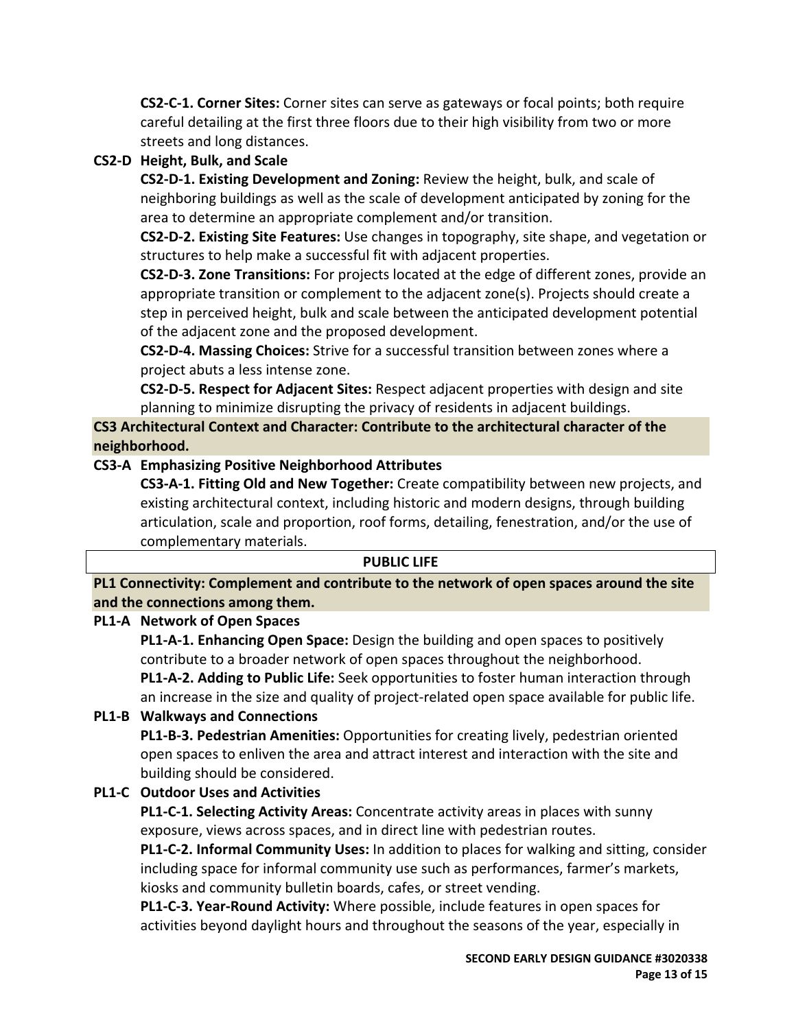**CS2-C-1. Corner Sites:** Corner sites can serve as gateways or focal points; both require careful detailing at the first three floors due to their high visibility from two or more streets and long distances.

**CS2-D Height, Bulk, and Scale**

**CS2-D-1. Existing Development and Zoning:** Review the height, bulk, and scale of neighboring buildings as well as the scale of development anticipated by zoning for the area to determine an appropriate complement and/or transition.

**CS2-D-2. Existing Site Features:** Use changes in topography, site shape, and vegetation or structures to help make a successful fit with adjacent properties.

**CS2-D-3. Zone Transitions:** For projects located at the edge of different zones, provide an appropriate transition or complement to the adjacent zone(s). Projects should create a step in perceived height, bulk and scale between the anticipated development potential of the adjacent zone and the proposed development.

**CS2-D-4. Massing Choices:** Strive for a successful transition between zones where a project abuts a less intense zone.

**CS2-D-5. Respect for Adjacent Sites:** Respect adjacent properties with design and site planning to minimize disrupting the privacy of residents in adjacent buildings.

**CS3 Architectural Context and Character: Contribute to the architectural character of the neighborhood.**

**CS3-A Emphasizing Positive Neighborhood Attributes**

**CS3-A-1. Fitting Old and New Together:** Create compatibility between new projects, and existing architectural context, including historic and modern designs, through building articulation, scale and proportion, roof forms, detailing, fenestration, and/or the use of complementary materials.

## PUBLIC LIFE

**PL1 Connectivity: Complement and contribute to the network of open spaces around the site and the connections among them.**

**PL1-A Network of Open Spaces**

**PL1-A-1. Enhancing Open Space:** Design the building and open spaces to positively contribute to a broader network of open spaces throughout the neighborhood.

**PL1-A-2. Adding to Public Life:** Seek opportunities to foster human interaction through an increase in the size and quality of project-related open space available for public life.

**PL1-B Walkways and Connections**

**PL1-B-3. Pedestrian Amenities:** Opportunities for creating lively, pedestrian oriented open spaces to enliven the area and attract interest and interaction with the site and building should be considered.

**PL1-C Outdoor Uses and Activities**

**PL1-C-1. Selecting Activity Areas:** Concentrate activity areas in places with sunny exposure, views across spaces, and in direct line with pedestrian routes.

**PL1-C-2. Informal Community Uses:** In addition to places for walking and sitting, consider including space for informal community use such as performances, farmer's markets, kiosks and community bulletin boards, cafes, or street vending.

**PL1-C-3. Year-Round Activity:** Where possible, include features in open spaces for activities beyond daylight hours and throughout the seasons of the year, especially in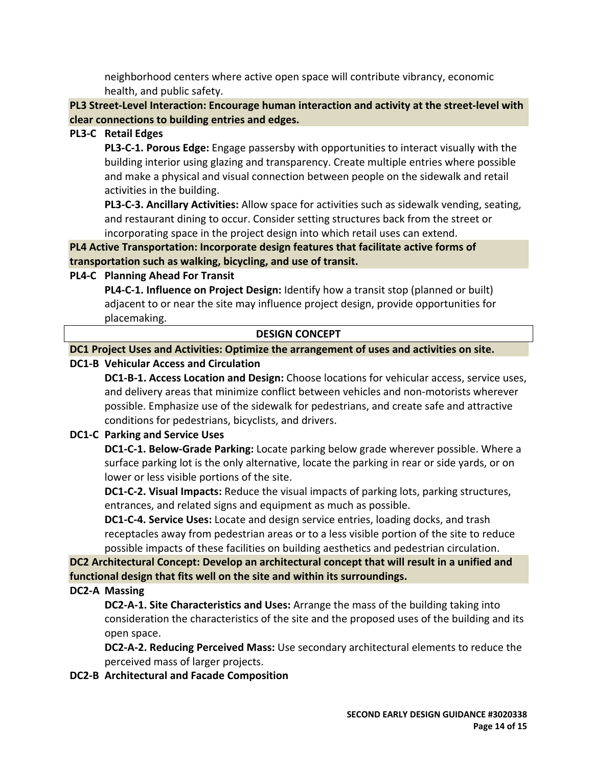neighborhood centers where active open space will contribute vibrancy, economic health, and public safety.

**PL3 Street-Level Interaction: Encourage human interaction and activity at the street-level with clear connections to building entries and edges.**

**PL3-C Retail Edges**

**PL3-C-1. Porous Edge:** Engage passersby with opportunities to interact visually with the building interior using glazing and transparency. Create multiple entries where possible and make a physical and visual connection between people on the sidewalk and retail activities in the building.

**PL3-C-3. Ancillary Activities:** Allow space for activities such as sidewalk vending, seating, and restaurant dining to occur. Consider setting structures back from the street or incorporating space in the project design into which retail uses can extend.

**PL4 Active Transportation: Incorporate design features that facilitate active forms of transportation such as walking, bicycling, and use of transit.**

**PL4-C Planning Ahead For Transit**

**PL4-C-1. Influence on Project Design:** Identify how a transit stop (planned or built) adjacent to or near the site may influence project design, provide opportunities for placemaking.

## DESIGN CONCEPT

**DC1 Project Uses and Activities: Optimize the arrangement of uses and activities on site.**

**DC1-B Vehicular Access and Circulation**

**DC1-B-1. Access Location and Design:** Choose locations for vehicular access, service uses, and delivery areas that minimize conflict between vehicles and non-motorists wherever possible. Emphasize use of the sidewalk for pedestrians, and create safe and attractive conditions for pedestrians, bicyclists, and drivers.

**DC1-C Parking and Service Uses**

**DC1-C-1. Below-Grade Parking:** Locate parking below grade wherever possible. Where a surface parking lot is the only alternative, locate the parking in rear or side yards, or on lower or less visible portions of the site.

**DC1-C-2. Visual Impacts:** Reduce the visual impacts of parking lots, parking structures, entrances, and related signs and equipment as much as possible.

**DC1-C-4. Service Uses:** Locate and design service entries, loading docks, and trash receptacles away from pedestrian areas or to a less visible portion of the site to reduce possible impacts of these facilities on building aesthetics and pedestrian circulation.

**DC2 Architectural Concept: Develop an architectural concept that will result in a unified and functional design that fits well on the site and within its surroundings.**

**DC2-A Massing**

**DC2-A-1. Site Characteristics and Uses:** Arrange the mass of the building taking into consideration the characteristics of the site and the proposed uses of the building and its open space.

**DC2-A-2. Reducing Perceived Mass:** Use secondary architectural elements to reduce the perceived mass of larger projects.

**DC2-B Architectural and Facade Composition**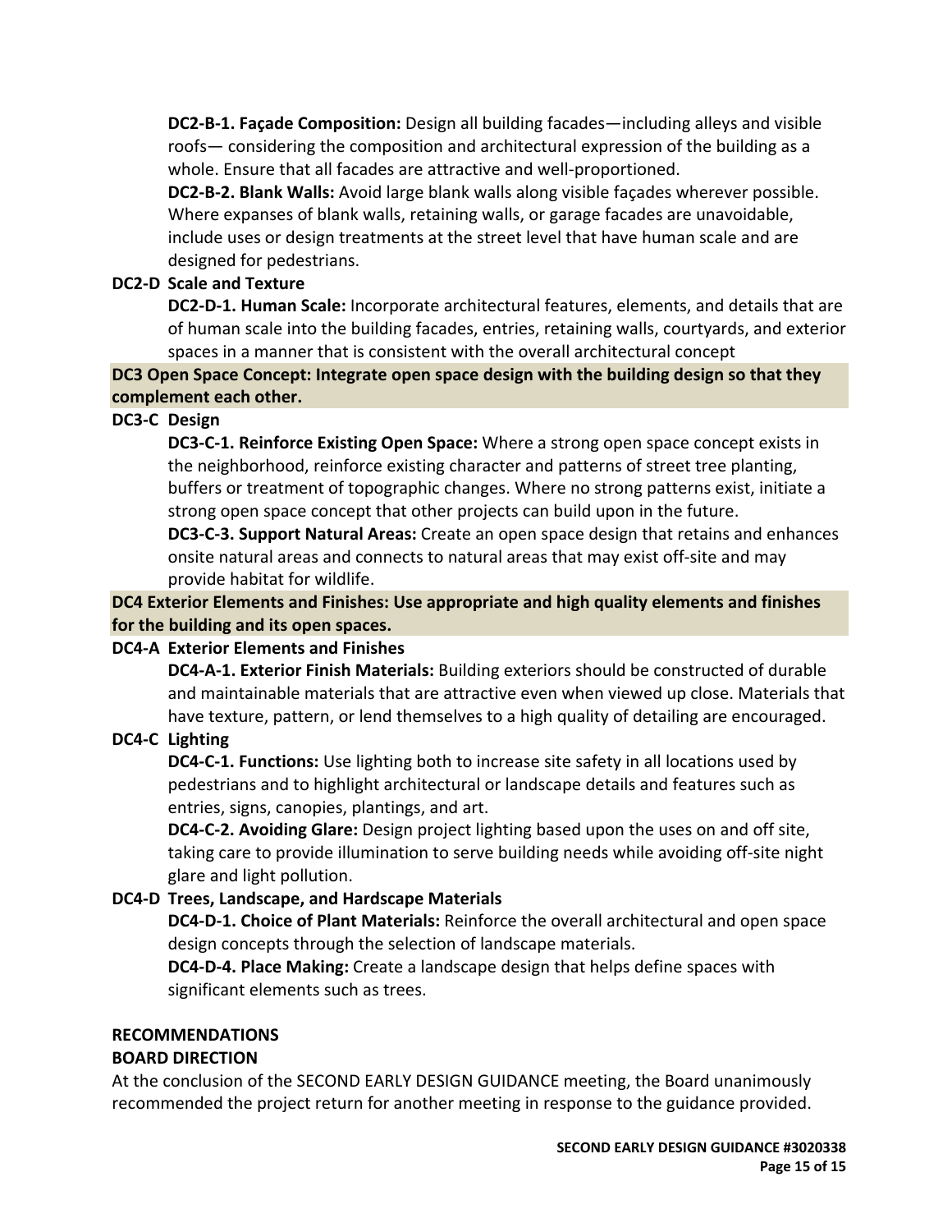**DC2-B-1. Façade Composition:** Design all building facades—including alleys and visible roofs— considering the composition and architectural expression of the building as a whole. Ensure that all facades are attractive and well-proportioned.

**DC2-B-2. Blank Walls:** Avoid large blank walls along visible façades wherever possible. Where expanses of blank walls, retaining walls, or garage facades are unavoidable, include uses or design treatments at the street level that have human scale and are designed for pedestrians.

**DC2-D Scale and Texture**

**DC2-D-1. Human Scale:** Incorporate architectural features, elements, and details that are of human scale into the building facades, entries, retaining walls, courtyards, and exterior spaces in a manner that is consistent with the overall architectural concept

**DC3 Open Space Concept: Integrate open space design with the building design so that they complement each other.**

**DC3-C Design**

**DC3-C-1. Reinforce Existing Open Space:** Where a strong open space concept exists in the neighborhood, reinforce existing character and patterns of street tree planting, buffers or treatment of topographic changes. Where no strong patterns exist, initiate a strong open space concept that other projects can build upon in the future.

**DC3-C-3. Support Natural Areas:** Create an open space design that retains and enhances onsite natural areas and connects to natural areas that may exist off-site and may provide habitat for wildlife.

**DC4 Exterior Elements and Finishes: Use appropriate and high quality elements and finishes for the building and its open spaces.**

**DC4-A Exterior Elements and Finishes**

**DC4-A-1. Exterior Finish Materials:** Building exteriors should be constructed of durable and maintainable materials that are attractive even when viewed up close. Materials that have texture, pattern, or lend themselves to a high quality of detailing are encouraged.

**DC4-C Lighting**

**DC4-C-1. Functions:** Use lighting both to increase site safety in all locations used by pedestrians and to highlight architectural or landscape details and features such as entries, signs, canopies, plantings, and art.

**DC4-C-2. Avoiding Glare:** Design project lighting based upon the uses on and off site, taking care to provide illumination to serve building needs while avoiding off-site night glare and light pollution.

**DC4-D Trees, Landscape, and Hardscape Materials**

**DC4-D-1. Choice of Plant Materials:** Reinforce the overall architectural and open space design concepts through the selection of landscape materials.

**DC4-D-4. Place Making:** Create a landscape design that helps define spaces with significant elements such as trees.

## RECOMMENDATIONS

### BOARD DIRECTION

At the conclusion of the SECOND EARLY DESIGN GUIDANCE meeting, the Board unanimously recommended the project return for another meeting in response to the guidance provided.